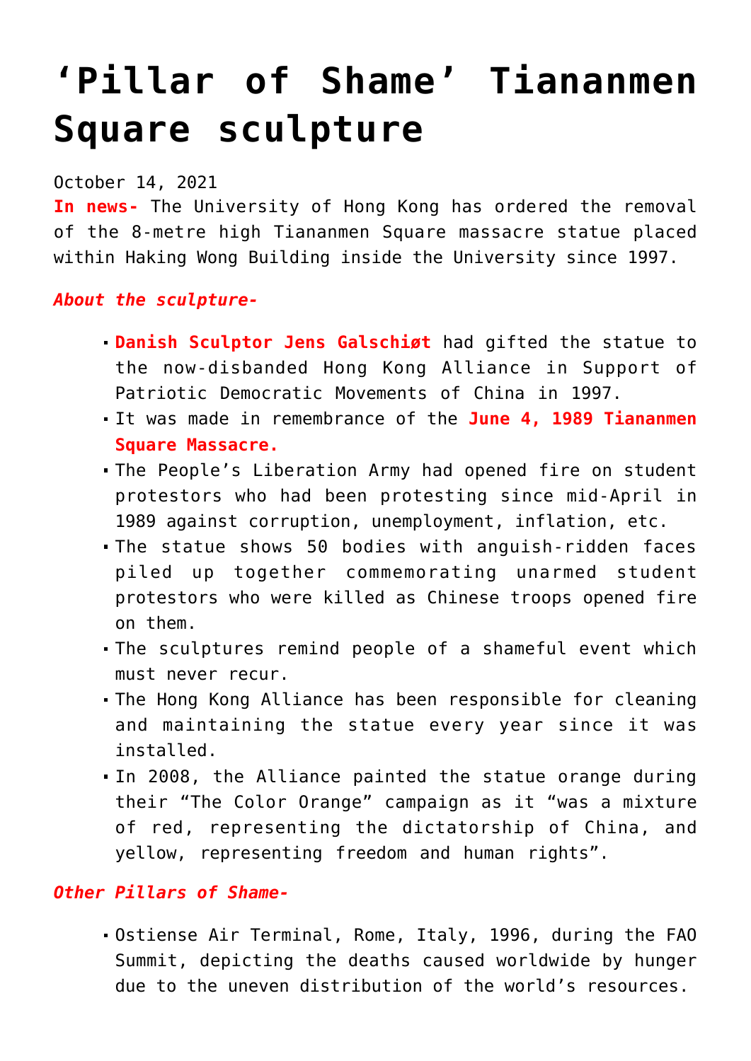# 'Pillar of Shame' Tiananmen Square sculpture

October 14, 2021

**In news-** The University of Hong Kong has ordered the removal of the 8-metre high Tiananmen Square massacre statue placed within Haking Wong Building inside the University since 1997.

***About the sculpture-***

- **Danish Sculptor Jens Galschiøt** had gifted the statue to the now-disbanded Hong Kong Alliance in Support of Patriotic Democratic Movements of China in 1997.
- It was made in remembrance of the **June 4, 1989 Tiananmen Square Massacre.**
- The People's Liberation Army had opened fire on student protestors who had been protesting since mid-April in 1989 against corruption, unemployment, inflation, etc.
- The statue shows 50 bodies with anguish-ridden faces piled up together commemorating unarmed student protestors who were killed as Chinese troops opened fire on them.
- The sculptures remind people of a shameful event which must never recur.
- The Hong Kong Alliance has been responsible for cleaning and maintaining the statue every year since it was installed.
- In 2008, the Alliance painted the statue orange during their "The Color Orange" campaign as it "was a mixture of red, representing the dictatorship of China, and yellow, representing freedom and human rights".

***Other Pillars of Shame-***

- Ostiense Air Terminal, Rome, Italy, 1996, during the FAO Summit, depicting the deaths caused worldwide by hunger due to the uneven distribution of the world's resources.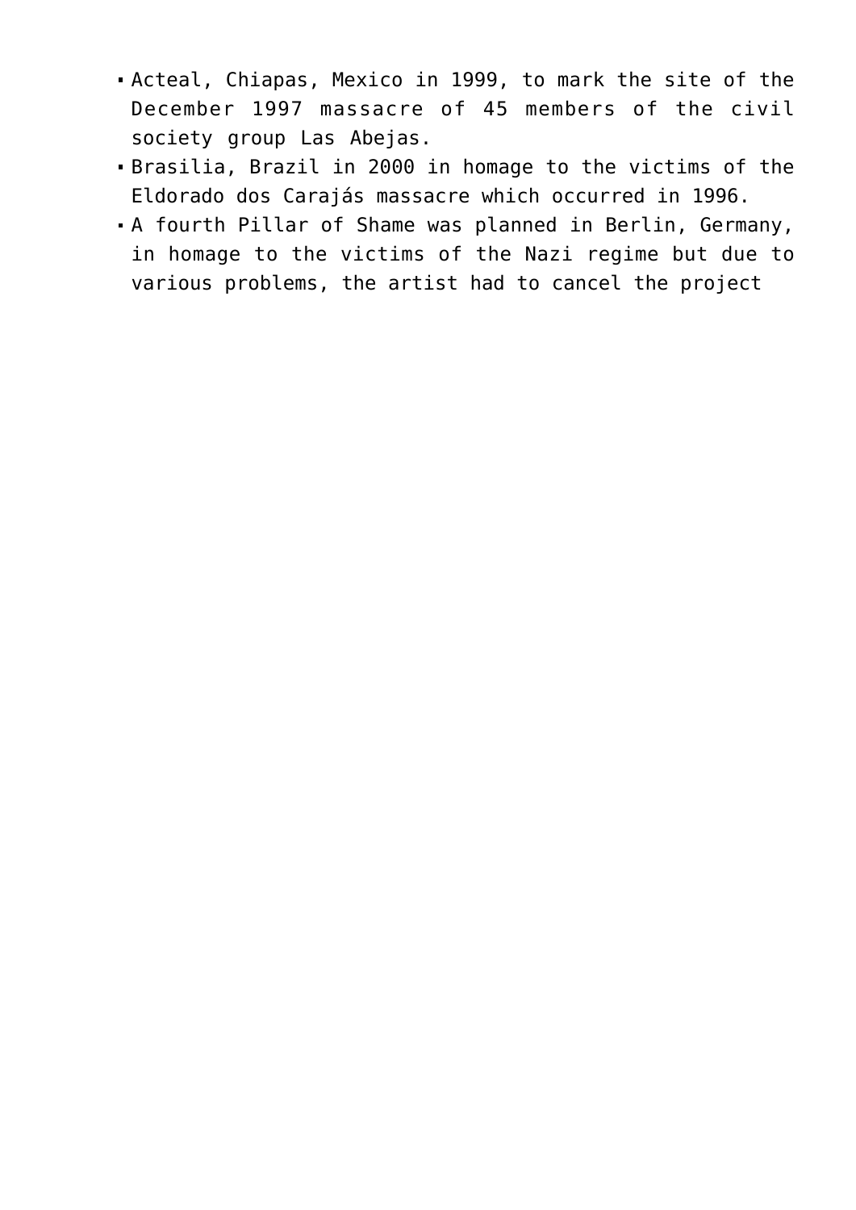- Acteal, Chiapas, Mexico in 1999, to mark the site of the December 1997 massacre of 45 members of the civil society group Las Abejas.
- Brasilia, Brazil in 2000 in homage to the victims of the Eldorado dos Carajás massacre which occurred in 1996.
- A fourth Pillar of Shame was planned in Berlin, Germany, in homage to the victims of the Nazi regime but due to various problems, the artist had to cancel the project